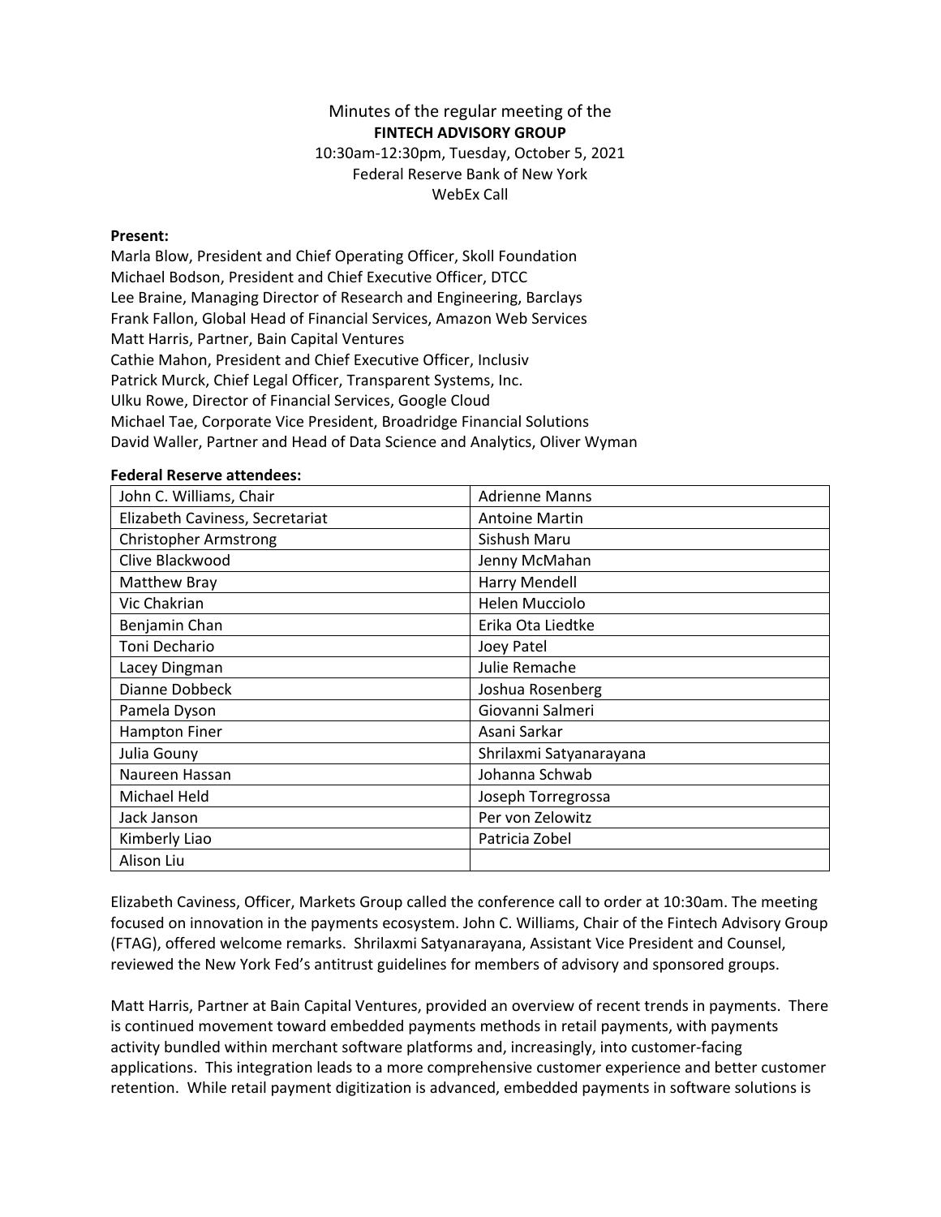Minutes of the regular meeting of the
**FINTECH ADVISORY GROUP**
10:30am-12:30pm, Tuesday, October 5, 2021
Federal Reserve Bank of New York
WebEx Call

**Present:**
Marla Blow, President and Chief Operating Officer, Skoll Foundation
Michael Bodson, President and Chief Executive Officer, DTCC
Lee Braine, Managing Director of Research and Engineering, Barclays
Frank Fallon, Global Head of Financial Services, Amazon Web Services
Matt Harris, Partner, Bain Capital Ventures
Cathie Mahon, President and Chief Executive Officer, Inclusiv
Patrick Murck, Chief Legal Officer, Transparent Systems, Inc.
Ulku Rowe, Director of Financial Services, Google Cloud
Michael Tae, Corporate Vice President, Broadridge Financial Solutions
David Waller, Partner and Head of Data Science and Analytics, Oliver Wyman

**Federal Reserve attendees:**

| | |
|---|---|
| John C. Williams, Chair | Adrienne Manns |
| Elizabeth Caviness, Secretariat | Antoine Martin |
| Christopher Armstrong | Sishush Maru |
| Clive Blackwood | Jenny McMahan |
| Matthew Bray | Harry Mendell |
| Vic Chakrian | Helen Mucciolo |
| Benjamin Chan | Erika Ota Liedtke |
| Toni Dechario | Joey Patel |
| Lacey Dingman | Julie Remache |
| Dianne Dobbeck | Joshua Rosenberg |
| Pamela Dyson | Giovanni Salmeri |
| Hampton Finer | Asani Sarkar |
| Julia Gouny | Shrilaxmi Satyanarayana |
| Naureen Hassan | Johanna Schwab |
| Michael Held | Joseph Torregrossa |
| Jack Janson | Per von Zelowitz |
| Kimberly Liao | Patricia Zobel |
| Alison Liu | |

Elizabeth Caviness, Officer, Markets Group called the conference call to order at 10:30am. The meeting focused on innovation in the payments ecosystem. John C. Williams, Chair of the Fintech Advisory Group (FTAG), offered welcome remarks. Shrilaxmi Satyanarayana, Assistant Vice President and Counsel, reviewed the New York Fed's antitrust guidelines for members of advisory and sponsored groups.

Matt Harris, Partner at Bain Capital Ventures, provided an overview of recent trends in payments. There is continued movement toward embedded payments methods in retail payments, with payments activity bundled within merchant software platforms and, increasingly, into customer-facing applications. This integration leads to a more comprehensive customer experience and better customer retention. While retail payment digitization is advanced, embedded payments in software solutions is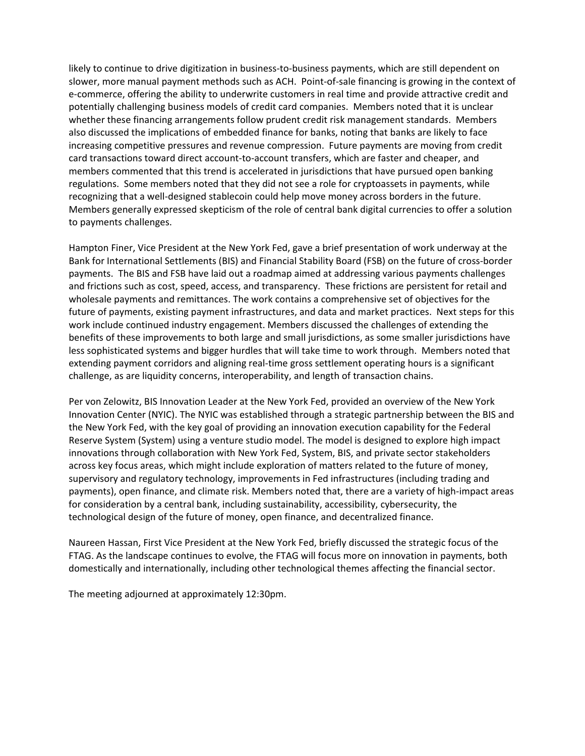likely to continue to drive digitization in business-to-business payments, which are still dependent on slower, more manual payment methods such as ACH. Point-of-sale financing is growing in the context of e-commerce, offering the ability to underwrite customers in real time and provide attractive credit and potentially challenging business models of credit card companies. Members noted that it is unclear whether these financing arrangements follow prudent credit risk management standards. Members also discussed the implications of embedded finance for banks, noting that banks are likely to face increasing competitive pressures and revenue compression. Future payments are moving from credit card transactions toward direct account-to-account transfers, which are faster and cheaper, and members commented that this trend is accelerated in jurisdictions that have pursued open banking regulations. Some members noted that they did not see a role for cryptoassets in payments, while recognizing that a well-designed stablecoin could help move money across borders in the future. Members generally expressed skepticism of the role of central bank digital currencies to offer a solution to payments challenges.

Hampton Finer, Vice President at the New York Fed, gave a brief presentation of work underway at the Bank for International Settlements (BIS) and Financial Stability Board (FSB) on the future of cross-border payments. The BIS and FSB have laid out a roadmap aimed at addressing various payments challenges and frictions such as cost, speed, access, and transparency. These frictions are persistent for retail and wholesale payments and remittances. The work contains a comprehensive set of objectives for the future of payments, existing payment infrastructures, and data and market practices. Next steps for this work include continued industry engagement. Members discussed the challenges of extending the benefits of these improvements to both large and small jurisdictions, as some smaller jurisdictions have less sophisticated systems and bigger hurdles that will take time to work through. Members noted that extending payment corridors and aligning real-time gross settlement operating hours is a significant challenge, as are liquidity concerns, interoperability, and length of transaction chains.

Per von Zelowitz, BIS Innovation Leader at the New York Fed, provided an overview of the New York Innovation Center (NYIC). The NYIC was established through a strategic partnership between the BIS and the New York Fed, with the key goal of providing an innovation execution capability for the Federal Reserve System (System) using a venture studio model. The model is designed to explore high impact innovations through collaboration with New York Fed, System, BIS, and private sector stakeholders across key focus areas, which might include exploration of matters related to the future of money, supervisory and regulatory technology, improvements in Fed infrastructures (including trading and payments), open finance, and climate risk. Members noted that, there are a variety of high-impact areas for consideration by a central bank, including sustainability, accessibility, cybersecurity, the technological design of the future of money, open finance, and decentralized finance.

Naureen Hassan, First Vice President at the New York Fed, briefly discussed the strategic focus of the FTAG. As the landscape continues to evolve, the FTAG will focus more on innovation in payments, both domestically and internationally, including other technological themes affecting the financial sector.

The meeting adjourned at approximately 12:30pm.